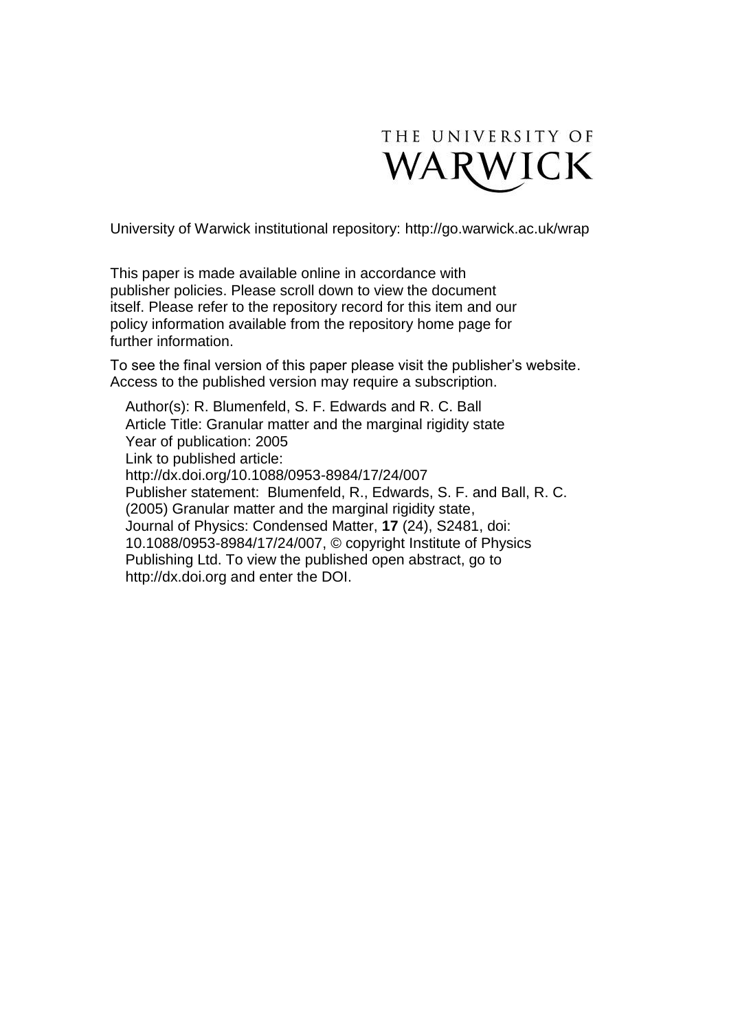THE UNIVERSITY OF
WARWICK

University of Warwick institutional repository: http://go.warwick.ac.uk/wrap

This paper is made available online in accordance with publisher policies. Please scroll down to view the document itself. Please refer to the repository record for this item and our policy information available from the repository home page for further information.

To see the final version of this paper please visit the publisher's website. Access to the published version may require a subscription.

Author(s): R. Blumenfeld, S. F. Edwards and R. C. Ball
Article Title: Granular matter and the marginal rigidity state
Year of publication: 2005
Link to published article:
http://dx.doi.org/10.1088/0953-8984/17/24/007
Publisher statement: Blumenfeld, R., Edwards, S. F. and Ball, R. C. (2005) Granular matter and the marginal rigidity state, Journal of Physics: Condensed Matter, **17** (24), S2481, doi: 10.1088/0953-8984/17/24/007, © copyright Institute of Physics Publishing Ltd. To view the published open abstract, go to http://dx.doi.org and enter the DOI.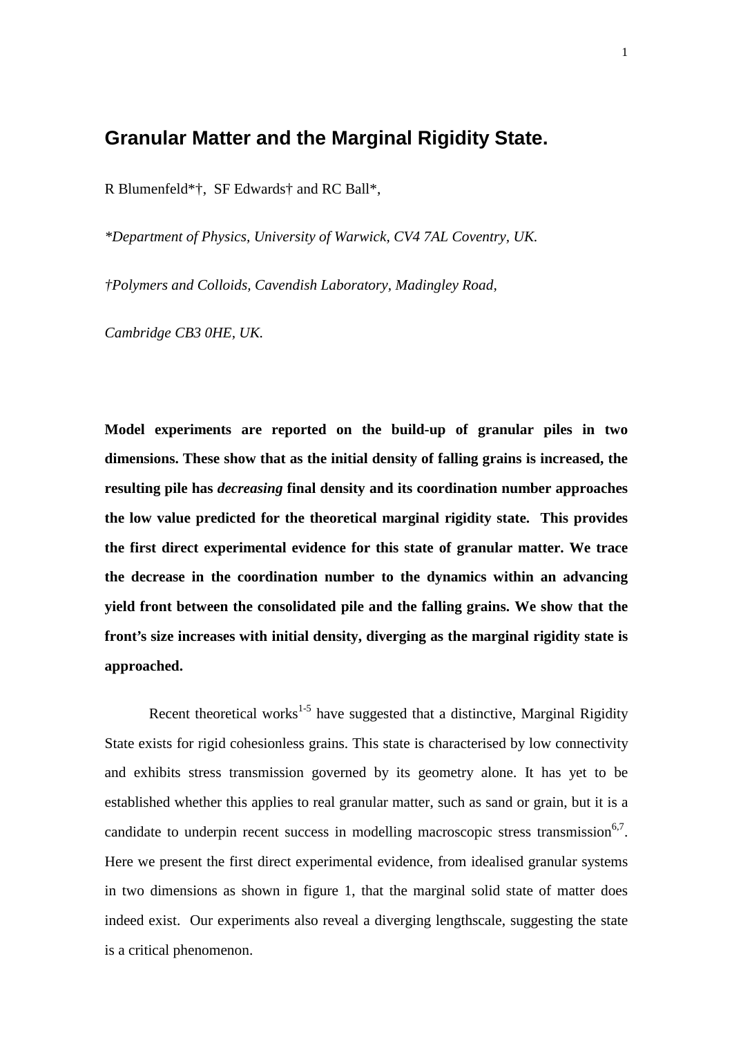# Granular Matter and the Marginal Rigidity State.

R Blumenfeld*†, SF Edwards† and RC Ball*,

*\*Department of Physics, University of Warwick, CV4 7AL Coventry, UK.*

*†Polymers and Colloids, Cavendish Laboratory, Madingley Road,*

*Cambridge CB3 0HE, UK.*

**Model experiments are reported on the build-up of granular piles in two dimensions. These show that as the initial density of falling grains is increased, the resulting pile has *decreasing* final density and its coordination number approaches the low value predicted for the theoretical marginal rigidity state. This provides the first direct experimental evidence for this state of granular matter. We trace the decrease in the coordination number to the dynamics within an advancing yield front between the consolidated pile and the falling grains. We show that the front's size increases with initial density, diverging as the marginal rigidity state is approached.**

Recent theoretical works[1-5] have suggested that a distinctive, Marginal Rigidity State exists for rigid cohesionless grains. This state is characterised by low connectivity and exhibits stress transmission governed by its geometry alone. It has yet to be established whether this applies to real granular matter, such as sand or grain, but it is a candidate to underpin recent success in modelling macroscopic stress transmission[6,7]. Here we present the first direct experimental evidence, from idealised granular systems in two dimensions as shown in figure 1, that the marginal solid state of matter does indeed exist. Our experiments also reveal a diverging lengthscale, suggesting the state is a critical phenomenon.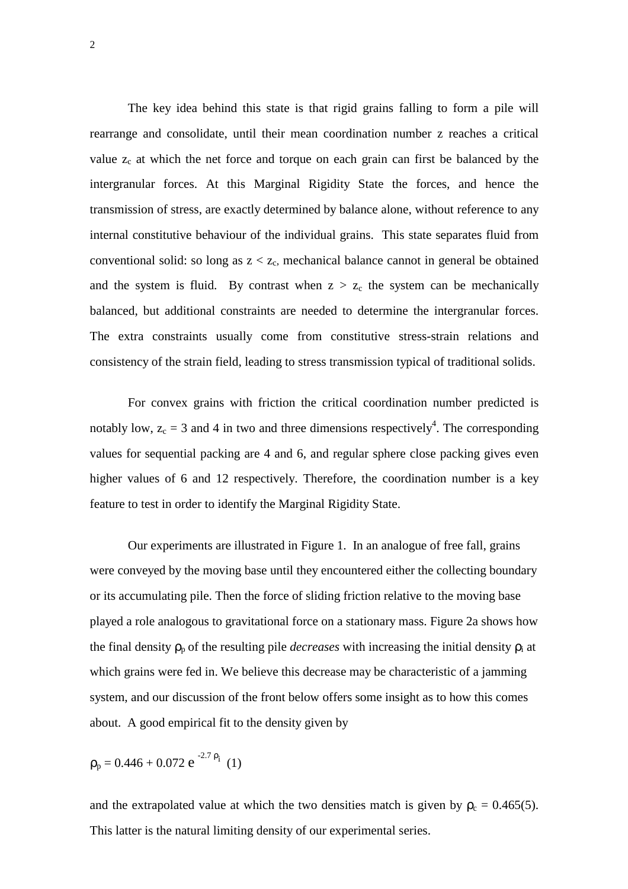The key idea behind this state is that rigid grains falling to form a pile will rearrange and consolidate, until their mean coordination number z reaches a critical value $z_c$ at which the net force and torque on each grain can first be balanced by the intergranular forces. At this Marginal Rigidity State the forces, and hence the transmission of stress, are exactly determined by balance alone, without reference to any internal constitutive behaviour of the individual grains. This state separates fluid from conventional solid: so long as $z < z_c$, mechanical balance cannot in general be obtained and the system is fluid. By contrast when $z > z_c$ the system can be mechanically balanced, but additional constraints are needed to determine the intergranular forces. The extra constraints usually come from constitutive stress-strain relations and consistency of the strain field, leading to stress transmission typical of traditional solids.

For convex grains with friction the critical coordination number predicted is notably low, $z_c = 3$ and 4 in two and three dimensions respectively[4]. The corresponding values for sequential packing are 4 and 6, and regular sphere close packing gives even higher values of 6 and 12 respectively. Therefore, the coordination number is a key feature to test in order to identify the Marginal Rigidity State.

Our experiments are illustrated in Figure 1. In an analogue of free fall, grains were conveyed by the moving base until they encountered either the collecting boundary or its accumulating pile. Then the force of sliding friction relative to the moving base played a role analogous to gravitational force on a stationary mass. Figure 2a shows how the final density $\rho_p$ of the resulting pile *decreases* with increasing the initial density $\rho_i$ at which grains were fed in. We believe this decrease may be characteristic of a jamming system, and our discussion of the front below offers some insight as to how this comes about. A good empirical fit to the density given by

$$\rho_p = 0.446 + 0.072\, e^{-2.7\,\rho_i} \quad (1)$$

and the extrapolated value at which the two densities match is given by $\rho_c = 0.465(5)$. This latter is the natural limiting density of our experimental series.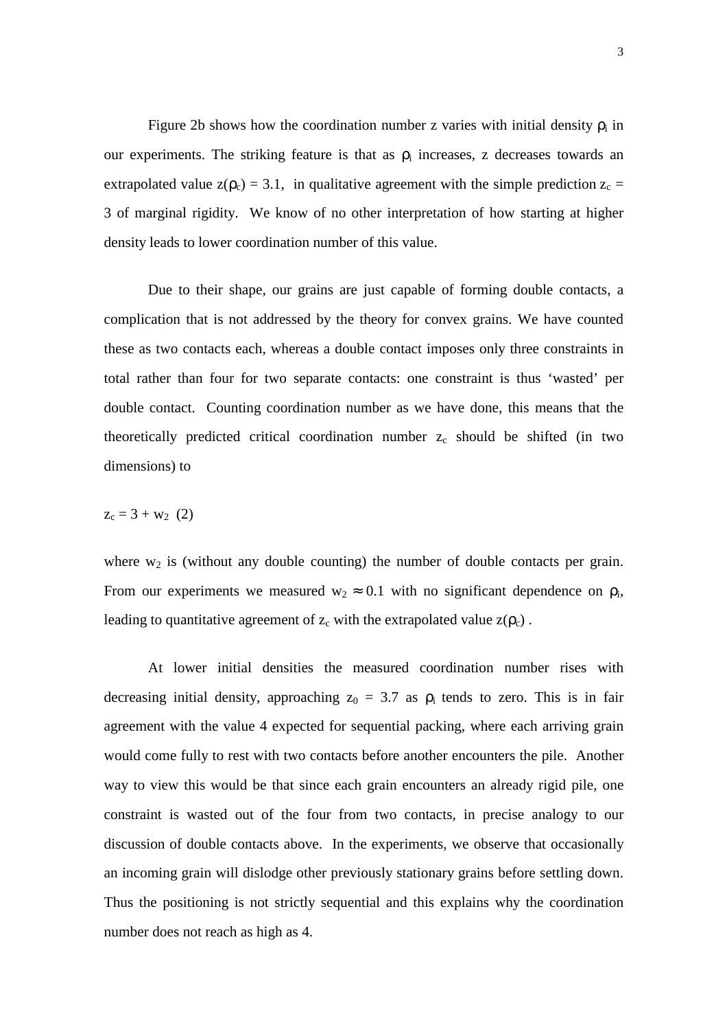Figure 2b shows how the coordination number z varies with initial density $\rho_i$ in our experiments. The striking feature is that as $\rho_i$ increases, z decreases towards an extrapolated value $z(\rho_c) = 3.1$, in qualitative agreement with the simple prediction $z_c = 3$ of marginal rigidity. We know of no other interpretation of how starting at higher density leads to lower coordination number of this value.

Due to their shape, our grains are just capable of forming double contacts, a complication that is not addressed by the theory for convex grains. We have counted these as two contacts each, whereas a double contact imposes only three constraints in total rather than four for two separate contacts: one constraint is thus 'wasted' per double contact. Counting coordination number as we have done, this means that the theoretically predicted critical coordination number $z_c$ should be shifted (in two dimensions) to

$$z_c = 3 + w_2 \quad (2)$$

where $w_2$ is (without any double counting) the number of double contacts per grain. From our experiments we measured $w_2 \approx 0.1$ with no significant dependence on $\rho_i$, leading to quantitative agreement of $z_c$ with the extrapolated value $z(\rho_c)$ .

At lower initial densities the measured coordination number rises with decreasing initial density, approaching $z_0 = 3.7$ as $\rho_i$ tends to zero. This is in fair agreement with the value 4 expected for sequential packing, where each arriving grain would come fully to rest with two contacts before another encounters the pile. Another way to view this would be that since each grain encounters an already rigid pile, one constraint is wasted out of the four from two contacts, in precise analogy to our discussion of double contacts above. In the experiments, we observe that occasionally an incoming grain will dislodge other previously stationary grains before settling down. Thus the positioning is not strictly sequential and this explains why the coordination number does not reach as high as 4.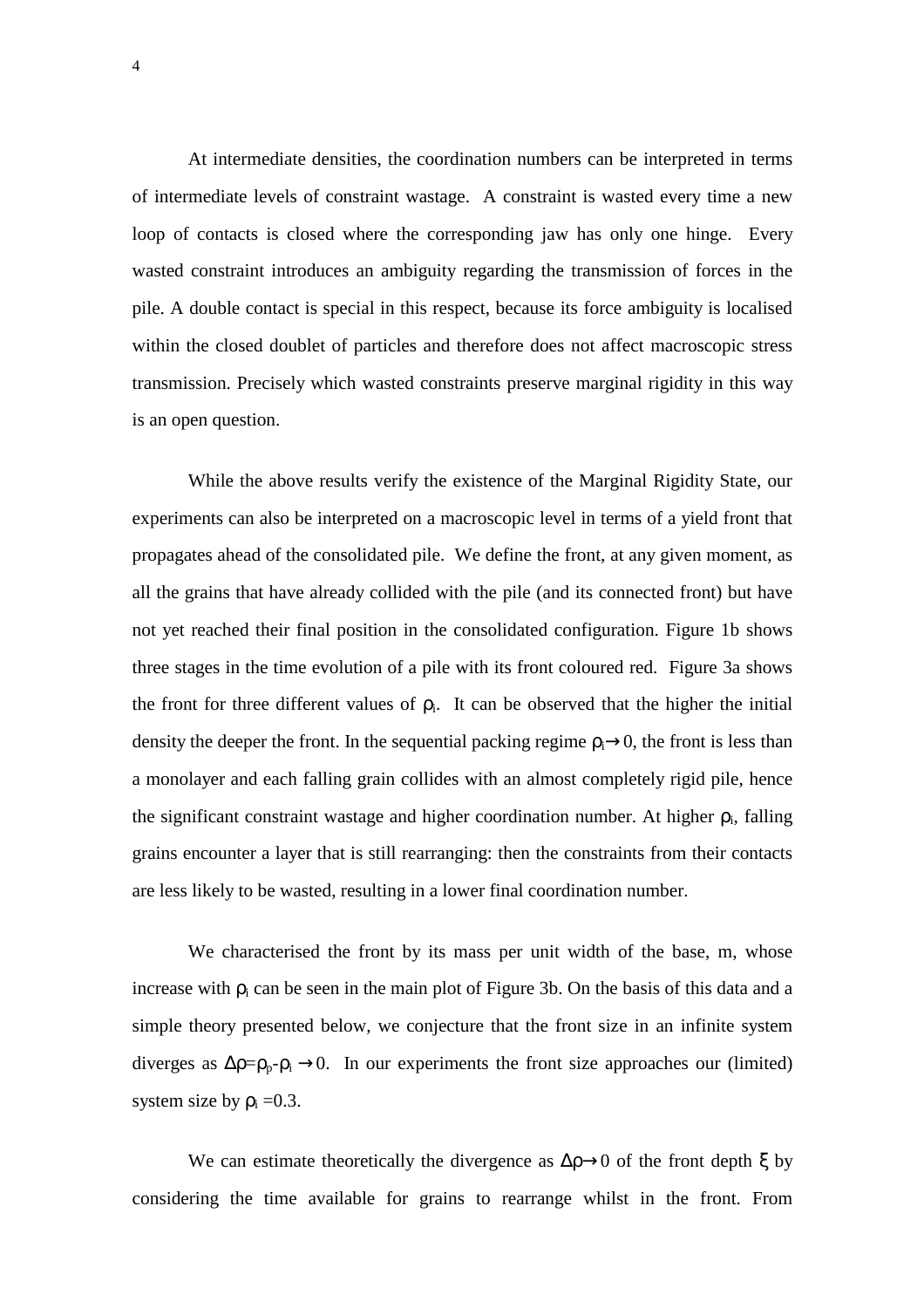At intermediate densities, the coordination numbers can be interpreted in terms of intermediate levels of constraint wastage. A constraint is wasted every time a new loop of contacts is closed where the corresponding jaw has only one hinge. Every wasted constraint introduces an ambiguity regarding the transmission of forces in the pile. A double contact is special in this respect, because its force ambiguity is localised within the closed doublet of particles and therefore does not affect macroscopic stress transmission. Precisely which wasted constraints preserve marginal rigidity in this way is an open question.

While the above results verify the existence of the Marginal Rigidity State, our experiments can also be interpreted on a macroscopic level in terms of a yield front that propagates ahead of the consolidated pile. We define the front, at any given moment, as all the grains that have already collided with the pile (and its connected front) but have not yet reached their final position in the consolidated configuration. Figure 1b shows three stages in the time evolution of a pile with its front coloured red. Figure 3a shows the front for three different values of $\rho_i$. It can be observed that the higher the initial density the deeper the front. In the sequential packing regime $\rho_i \rightarrow 0$, the front is less than a monolayer and each falling grain collides with an almost completely rigid pile, hence the significant constraint wastage and higher coordination number. At higher $\rho_i$, falling grains encounter a layer that is still rearranging: then the constraints from their contacts are less likely to be wasted, resulting in a lower final coordination number.

We characterised the front by its mass per unit width of the base, m, whose increase with $\rho_i$ can be seen in the main plot of Figure 3b. On the basis of this data and a simple theory presented below, we conjecture that the front size in an infinite system diverges as $\Delta\rho=\rho_p-\rho_i \rightarrow 0$. In our experiments the front size approaches our (limited) system size by $\rho_i = 0.3$.

We can estimate theoretically the divergence as $\Delta\rho \rightarrow 0$ of the front depth $\xi$ by considering the time available for grains to rearrange whilst in the front. From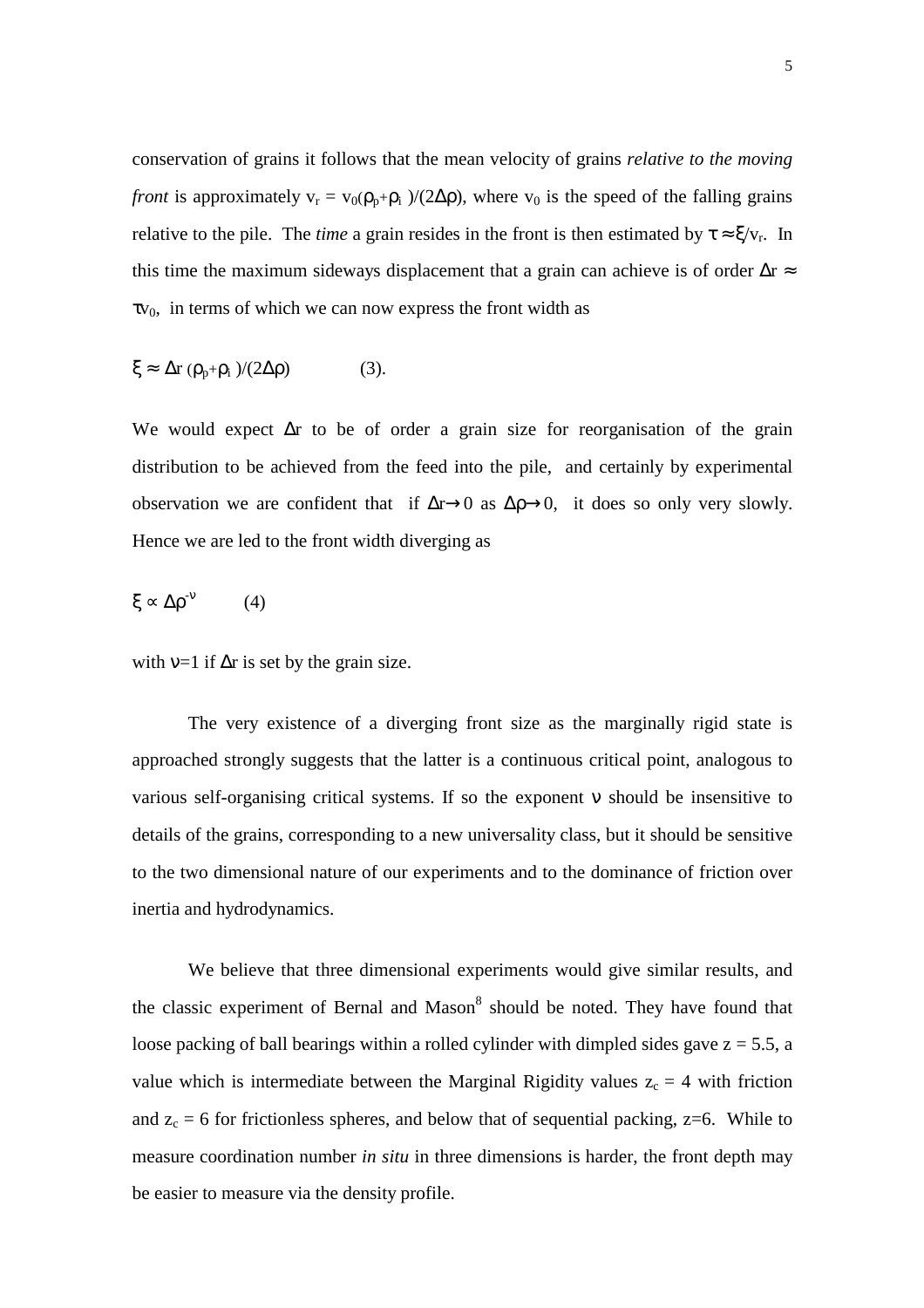conservation of grains it follows that the mean velocity of grains *relative to the moving front* is approximately $v_r = v_0(\rho_p+\rho_i)/(2\Delta\rho)$, where $v_0$ is the speed of the falling grains relative to the pile. The *time* a grain resides in the front is then estimated by $\tau \approx \xi/v_r$. In this time the maximum sideways displacement that a grain can achieve is of order $\Delta r \approx \tau v_0$, in terms of which we can now express the front width as

$$\xi \approx \Delta r\,(\rho_p+\rho_i)/(2\Delta\rho) \qquad (3).$$

We would expect $\Delta r$ to be of order a grain size for reorganisation of the grain distribution to be achieved from the feed into the pile, and certainly by experimental observation we are confident that if $\Delta r \rightarrow 0$ as $\Delta\rho \rightarrow 0$, it does so only very slowly. Hence we are led to the front width diverging as

$$\xi \propto \Delta\rho^{-\nu} \qquad (4)$$

with $\nu=1$ if $\Delta r$ is set by the grain size.

The very existence of a diverging front size as the marginally rigid state is approached strongly suggests that the latter is a continuous critical point, analogous to various self-organising critical systems. If so the exponent $\nu$ should be insensitive to details of the grains, corresponding to a new universality class, but it should be sensitive to the two dimensional nature of our experiments and to the dominance of friction over inertia and hydrodynamics.

We believe that three dimensional experiments would give similar results, and the classic experiment of Bernal and Mason[8] should be noted. They have found that loose packing of ball bearings within a rolled cylinder with dimpled sides gave $z = 5.5$, a value which is intermediate between the Marginal Rigidity values $z_c = 4$ with friction and $z_c = 6$ for frictionless spheres, and below that of sequential packing, $z=6$. While to measure coordination number *in situ* in three dimensions is harder, the front depth may be easier to measure via the density profile.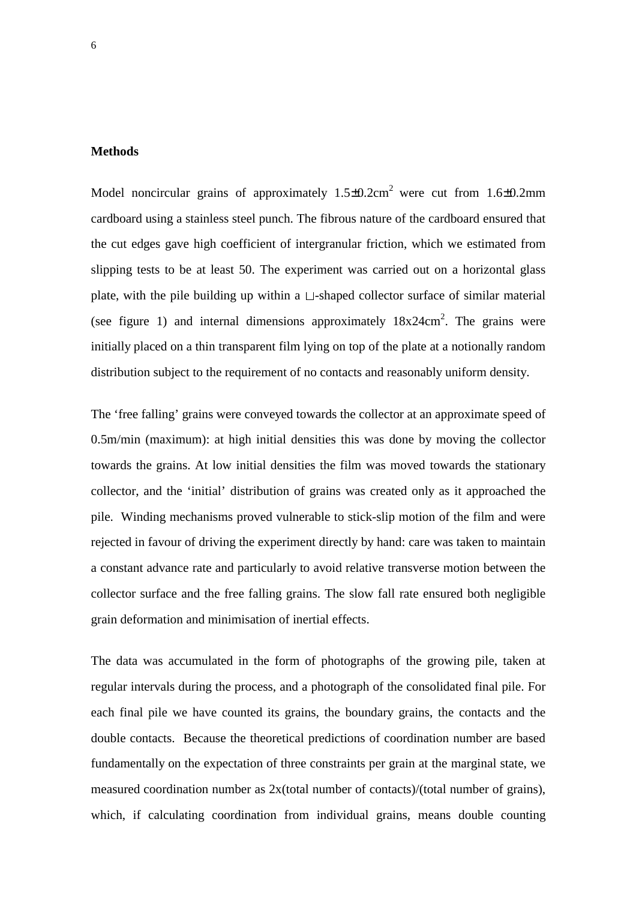**Methods**

Model noncircular grains of approximately $1.5\pm0.2\text{cm}^2$ were cut from $1.6\pm0.2\text{mm}$ cardboard using a stainless steel punch. The fibrous nature of the cardboard ensured that the cut edges gave high coefficient of intergranular friction, which we estimated from slipping tests to be at least 50. The experiment was carried out on a horizontal glass plate, with the pile building up within a ⊔-shaped collector surface of similar material (see figure 1) and internal dimensions approximately $18\text{x}24\text{cm}^2$. The grains were initially placed on a thin transparent film lying on top of the plate at a notionally random distribution subject to the requirement of no contacts and reasonably uniform density.

The 'free falling' grains were conveyed towards the collector at an approximate speed of 0.5m/min (maximum): at high initial densities this was done by moving the collector towards the grains. At low initial densities the film was moved towards the stationary collector, and the 'initial' distribution of grains was created only as it approached the pile. Winding mechanisms proved vulnerable to stick-slip motion of the film and were rejected in favour of driving the experiment directly by hand: care was taken to maintain a constant advance rate and particularly to avoid relative transverse motion between the collector surface and the free falling grains. The slow fall rate ensured both negligible grain deformation and minimisation of inertial effects.

The data was accumulated in the form of photographs of the growing pile, taken at regular intervals during the process, and a photograph of the consolidated final pile. For each final pile we have counted its grains, the boundary grains, the contacts and the double contacts. Because the theoretical predictions of coordination number are based fundamentally on the expectation of three constraints per grain at the marginal state, we measured coordination number as 2x(total number of contacts)/(total number of grains), which, if calculating coordination from individual grains, means double counting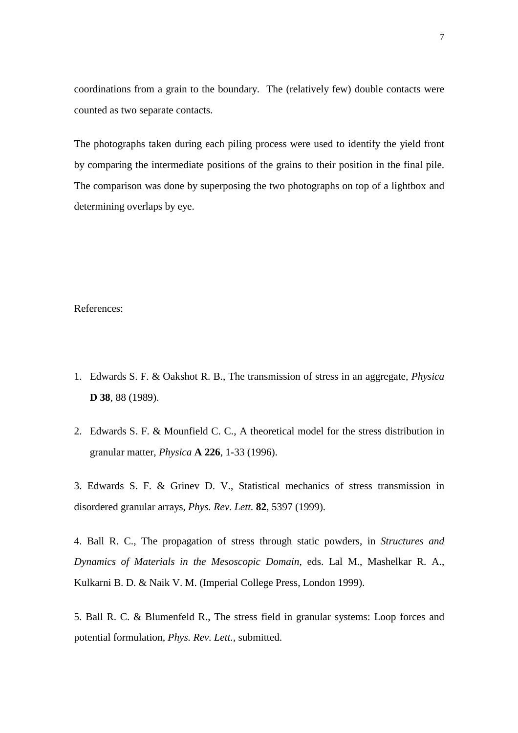coordinations from a grain to the boundary. The (relatively few) double contacts were counted as two separate contacts.

The photographs taken during each piling process were used to identify the yield front by comparing the intermediate positions of the grains to their position in the final pile. The comparison was done by superposing the two photographs on top of a lightbox and determining overlaps by eye.

References:

1. Edwards S. F. & Oakshot R. B., The transmission of stress in an aggregate, *Physica* **D 38**, 88 (1989).

2. Edwards S. F. & Mounfield C. C., A theoretical model for the stress distribution in granular matter, *Physica* **A 226**, 1-33 (1996).

3. Edwards S. F. & Grinev D. V., Statistical mechanics of stress transmission in disordered granular arrays, *Phys. Rev. Lett.* **82**, 5397 (1999).

4. Ball R. C., The propagation of stress through static powders, in *Structures and Dynamics of Materials in the Mesoscopic Domain*, eds. Lal M., Mashelkar R. A., Kulkarni B. D. & Naik V. M. (Imperial College Press, London 1999).

5. Ball R. C. & Blumenfeld R., The stress field in granular systems: Loop forces and potential formulation, *Phys. Rev. Lett.*, submitted.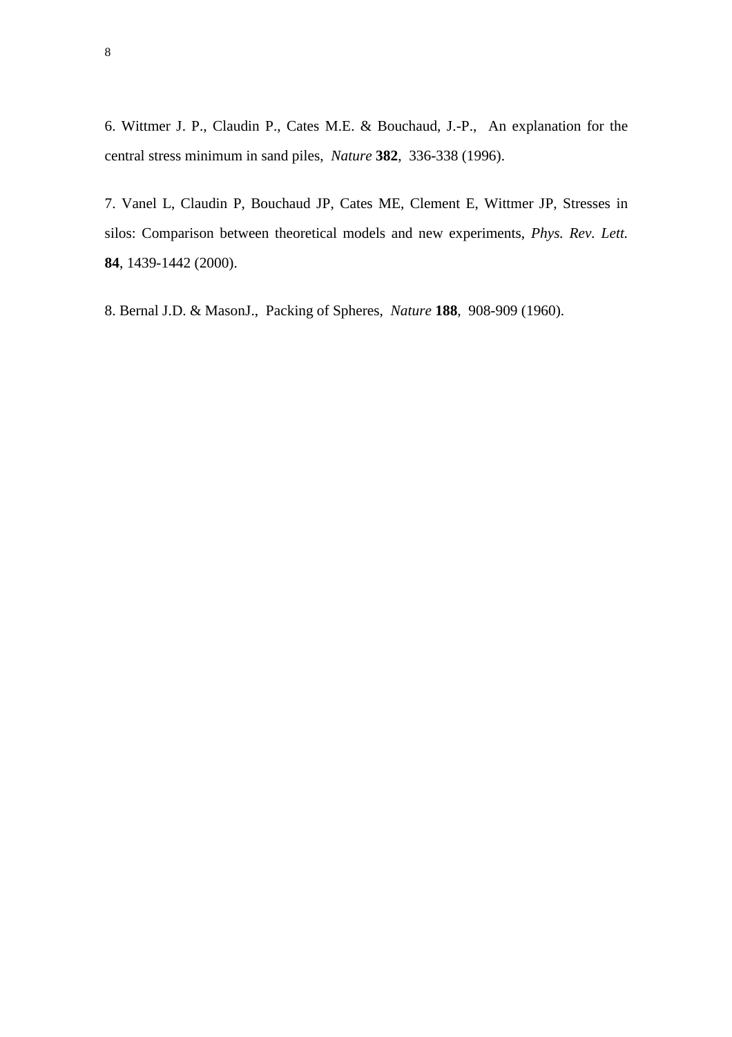6. Wittmer J. P., Claudin P., Cates M.E. & Bouchaud, J.-P., An explanation for the central stress minimum in sand piles, *Nature* **382**, 336-338 (1996).

7. Vanel L, Claudin P, Bouchaud JP, Cates ME, Clement E, Wittmer JP, Stresses in silos: Comparison between theoretical models and new experiments, *Phys. Rev. Lett.* **84**, 1439-1442 (2000).

8. Bernal J.D. & MasonJ., Packing of Spheres, *Nature* **188**, 908-909 (1960).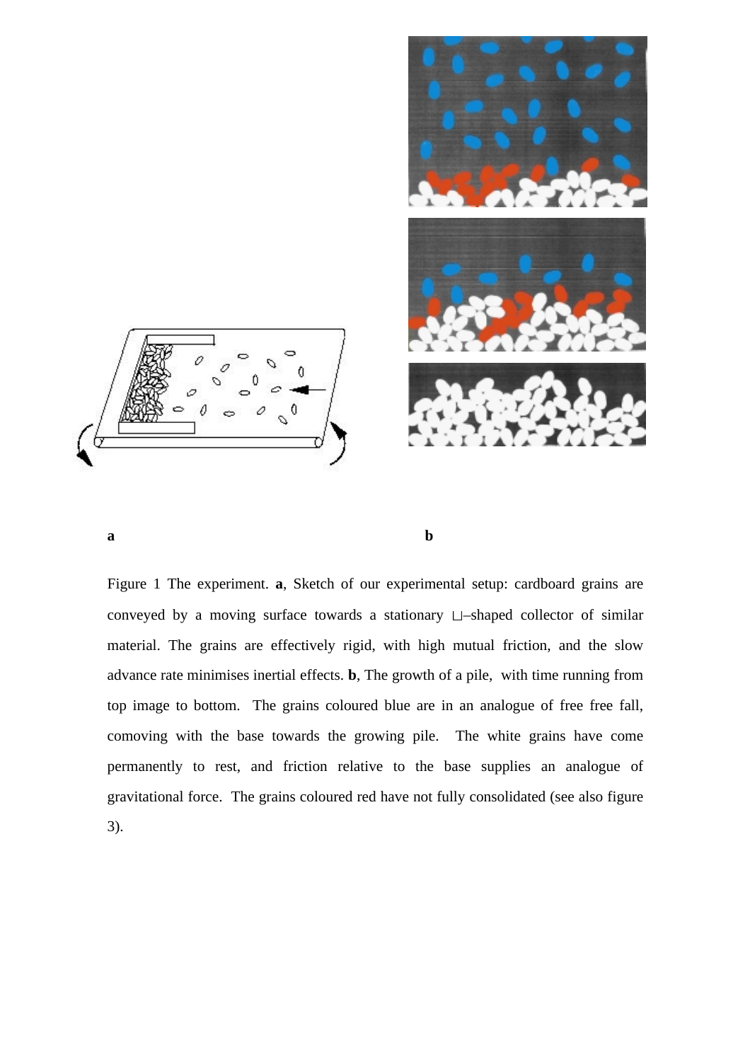a

b

Figure 1 The experiment. **a**, Sketch of our experimental setup: cardboard grains are conveyed by a moving surface towards a stationary ⊔–shaped collector of similar material. The grains are effectively rigid, with high mutual friction, and the slow advance rate minimises inertial effects. **b**, The growth of a pile, with time running from top image to bottom. The grains coloured blue are in an analogue of free free fall, comoving with the base towards the growing pile. The white grains have come permanently to rest, and friction relative to the base supplies an analogue of gravitational force. The grains coloured red have not fully consolidated (see also figure 3).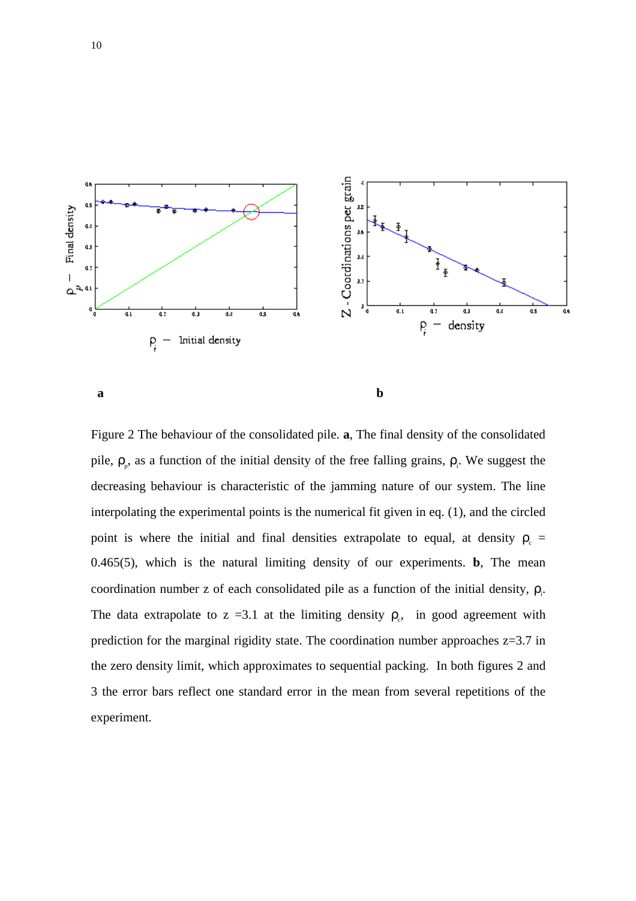ρ_p — Final density

ρ_i — Initial density

0.6
0.5
0.4
0.3
0.2
0.1
0

0 0.1 0.2 0.3 0.4 0.5 0.6

**a**

Z - Coordinations per grain

ρ_i — density

4
3.8
3.6
3.4
3.2
3

0 0.1 0.2 0.3 0.4 0.5 0.6

**b**

Figure 2 The behaviour of the consolidated pile. **a**, The final density of the consolidated pile, $\rho_p$, as a function of the initial density of the free falling grains, $\rho_i$. We suggest the decreasing behaviour is characteristic of the jamming nature of our system. The line interpolating the experimental points is the numerical fit given in eq. (1), and the circled point is where the initial and final densities extrapolate to equal, at density $\rho_c$ = 0.465(5), which is the natural limiting density of our experiments. **b**, The mean coordination number z of each consolidated pile as a function of the initial density, $\rho_i$. The data extrapolate to z =3.1 at the limiting density $\rho_c$, in good agreement with prediction for the marginal rigidity state. The coordination number approaches z=3.7 in the zero density limit, which approximates to sequential packing. In both figures 2 and 3 the error bars reflect one standard error in the mean from several repetitions of the experiment.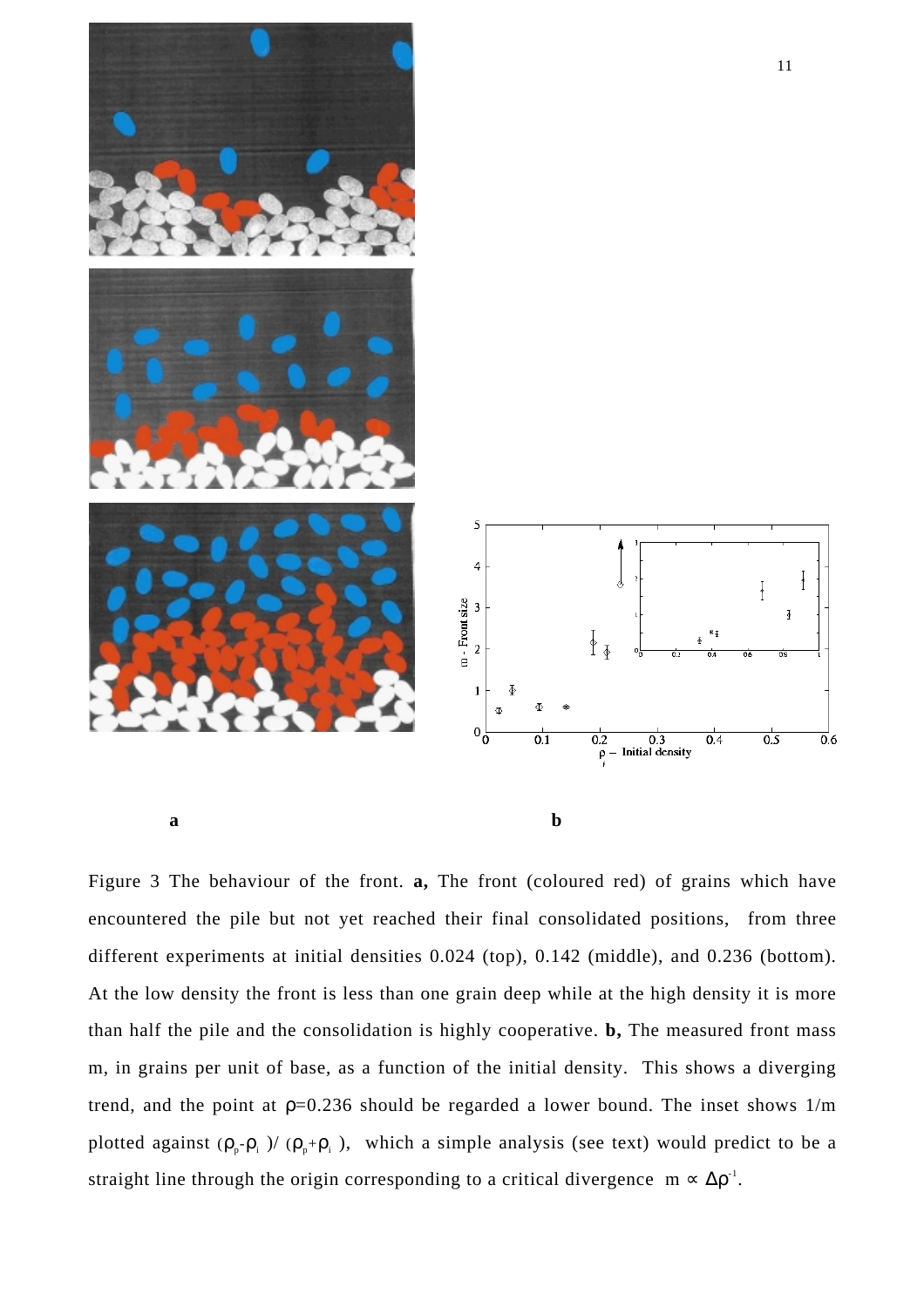5

4

3

2

1

0

m - Front size

0 0.1 0.2 0.3 0.4 0.5 0.6

ρ − Initial density

a

b

Figure 3 The behaviour of the front. **a,** The front (coloured red) of grains which have encountered the pile but not yet reached their final consolidated positions, from three different experiments at initial densities 0.024 (top), 0.142 (middle), and 0.236 (bottom). At the low density the front is less than one grain deep while at the high density it is more than half the pile and the consolidation is highly cooperative. **b,** The measured front mass m, in grains per unit of base, as a function of the initial density. This shows a diverging trend, and the point at $\rho$=0.236 should be regarded a lower bound. The inset shows 1/m plotted against $(\rho_p-\rho_i)/(\rho_p+\rho_i)$, which a simple analysis (see text) would predict to be a straight line through the origin corresponding to a critical divergence $m \propto \Delta\rho^{-1}$.